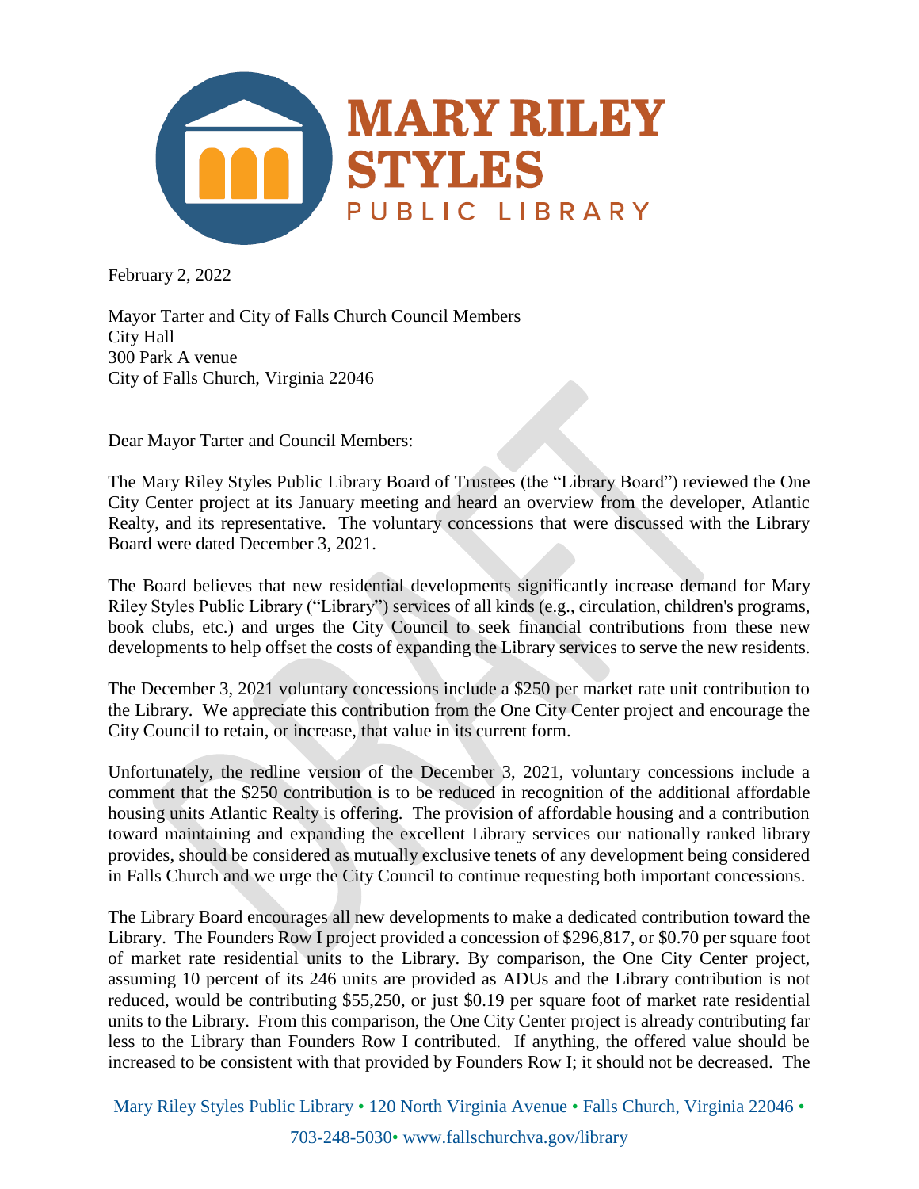# MARY RILEY STYLES

PUBLIC LIBRARY

February 2, 2022

Mayor Tarter and City of Falls Church Council Members
City Hall
300 Park A venue
City of Falls Church, Virginia 22046

Dear Mayor Tarter and Council Members:

The Mary Riley Styles Public Library Board of Trustees (the "Library Board") reviewed the One City Center project at its January meeting and heard an overview from the developer, Atlantic Realty, and its representative. The voluntary concessions that were discussed with the Library Board were dated December 3, 2021.

The Board believes that new residential developments significantly increase demand for Mary Riley Styles Public Library ("Library") services of all kinds (e.g., circulation, children's programs, book clubs, etc.) and urges the City Council to seek financial contributions from these new developments to help offset the costs of expanding the Library services to serve the new residents.

The December 3, 2021 voluntary concessions include a $250 per market rate unit contribution to the Library. We appreciate this contribution from the One City Center project and encourage the City Council to retain, or increase, that value in its current form.

Unfortunately, the redline version of the December 3, 2021, voluntary concessions include a comment that the $250 contribution is to be reduced in recognition of the additional affordable housing units Atlantic Realty is offering. The provision of affordable housing and a contribution toward maintaining and expanding the excellent Library services our nationally ranked library provides, should be considered as mutually exclusive tenets of any development being considered in Falls Church and we urge the City Council to continue requesting both important concessions.

The Library Board encourages all new developments to make a dedicated contribution toward the Library. The Founders Row I project provided a concession of $296,817, or $0.70 per square foot of market rate residential units to the Library. By comparison, the One City Center project, assuming 10 percent of its 246 units are provided as ADUs and the Library contribution is not reduced, would be contributing $55,250, or just $0.19 per square foot of market rate residential units to the Library. From this comparison, the One City Center project is already contributing far less to the Library than Founders Row I contributed. If anything, the offered value should be increased to be consistent with that provided by Founders Row I; it should not be decreased. The

Mary Riley Styles Public Library • 120 North Virginia Avenue • Falls Church, Virginia 22046 • 703-248-5030• www.fallschurchva.gov/library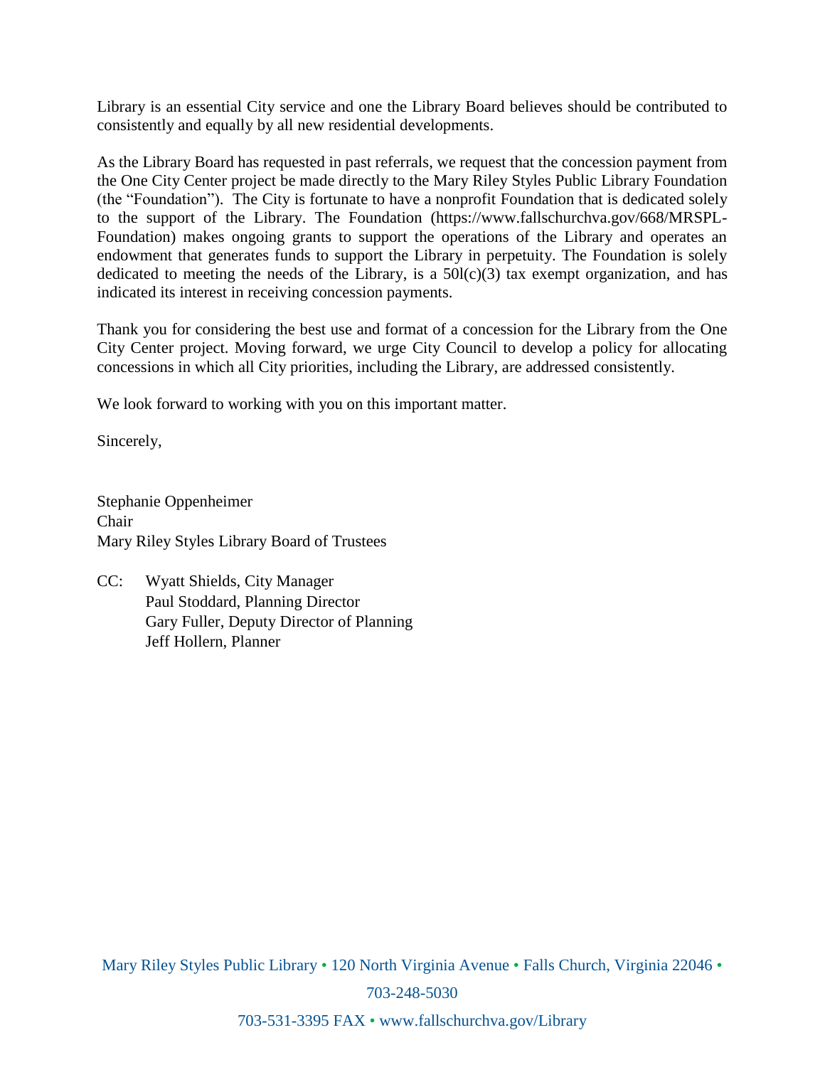Library is an essential City service and one the Library Board believes should be contributed to consistently and equally by all new residential developments.

As the Library Board has requested in past referrals, we request that the concession payment from the One City Center project be made directly to the Mary Riley Styles Public Library Foundation (the "Foundation"). The City is fortunate to have a nonprofit Foundation that is dedicated solely to the support of the Library. The Foundation (https://www.fallschurchva.gov/668/MRSPL-Foundation) makes ongoing grants to support the operations of the Library and operates an endowment that generates funds to support the Library in perpetuity. The Foundation is solely dedicated to meeting the needs of the Library, is a 50l(c)(3) tax exempt organization, and has indicated its interest in receiving concession payments.

Thank you for considering the best use and format of a concession for the Library from the One City Center project. Moving forward, we urge City Council to develop a policy for allocating concessions in which all City priorities, including the Library, are addressed consistently.

We look forward to working with you on this important matter.

Sincerely,

Stephanie Oppenheimer
Chair
Mary Riley Styles Library Board of Trustees

CC: Wyatt Shields, City Manager
Paul Stoddard, Planning Director
Gary Fuller, Deputy Director of Planning
Jeff Hollern, Planner

Mary Riley Styles Public Library • 120 North Virginia Avenue • Falls Church, Virginia 22046 • 703-248-5030
703-531-3395 FAX • www.fallschurchva.gov/Library